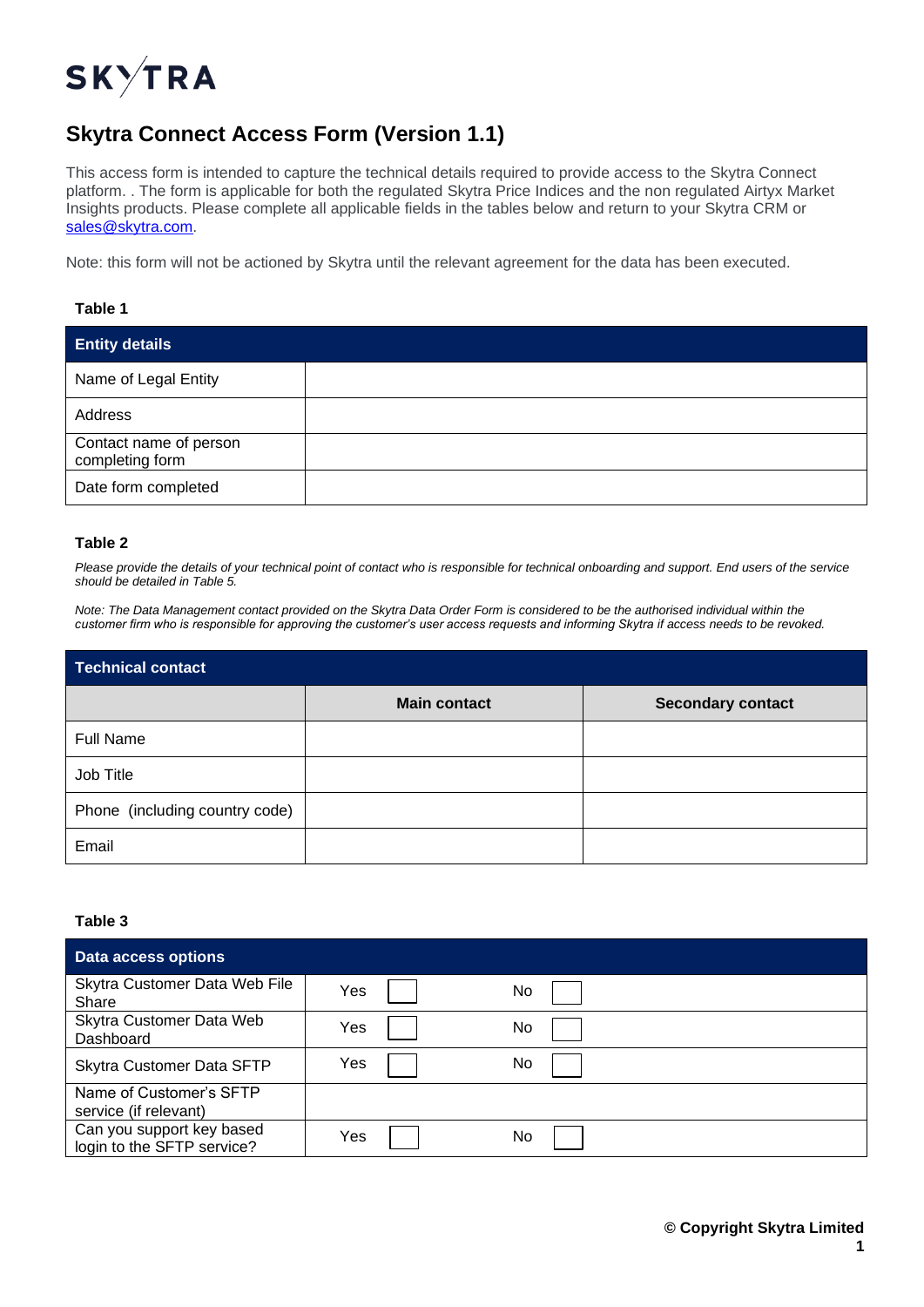SKYTRA

# Skytra Connect Access Form (Version 1.1)

This access form is intended to capture the technical details required to provide access to the Skytra Connect platform. . The form is applicable for both the regulated Skytra Price Indices and the non regulated Airtyx Market Insights products. Please complete all applicable fields in the tables below and return to your Skytra CRM or sales@skytra.com.

Note: this form will not be actioned by Skytra until the relevant agreement for the data has been executed.

**Table 1**

| Entity details | |
|---|---|
| Name of Legal Entity | |
| Address | |
| Contact name of person completing form | |
| Date form completed | |

**Table 2**

*Please provide the details of your technical point of contact who is responsible for technical onboarding and support. End users of the service should be detailed in Table 5.*

*Note: The Data Management contact provided on the Skytra Data Order Form is considered to be the authorised individual within the customer firm who is responsible for approving the customer's user access requests and informing Skytra if access needs to be revoked.*

| Technical contact | | |
|---|---|---|
| | **Main contact** | **Secondary contact** |
| Full Name | | |
| Job Title | | |
| Phone (including country code) | | |
| Email | | |

**Table 3**

| Data access options | | |
|---|---|---|
| Skytra Customer Data Web File Share | Yes ☐ | No ☐ |
| Skytra Customer Data Web Dashboard | Yes ☐ | No ☐ |
| Skytra Customer Data SFTP | Yes ☐ | No ☐ |
| Name of Customer's SFTP service (if relevant) | | |
| Can you support key based login to the SFTP service? | Yes ☐ | No ☐ |

© Copyright Skytra Limited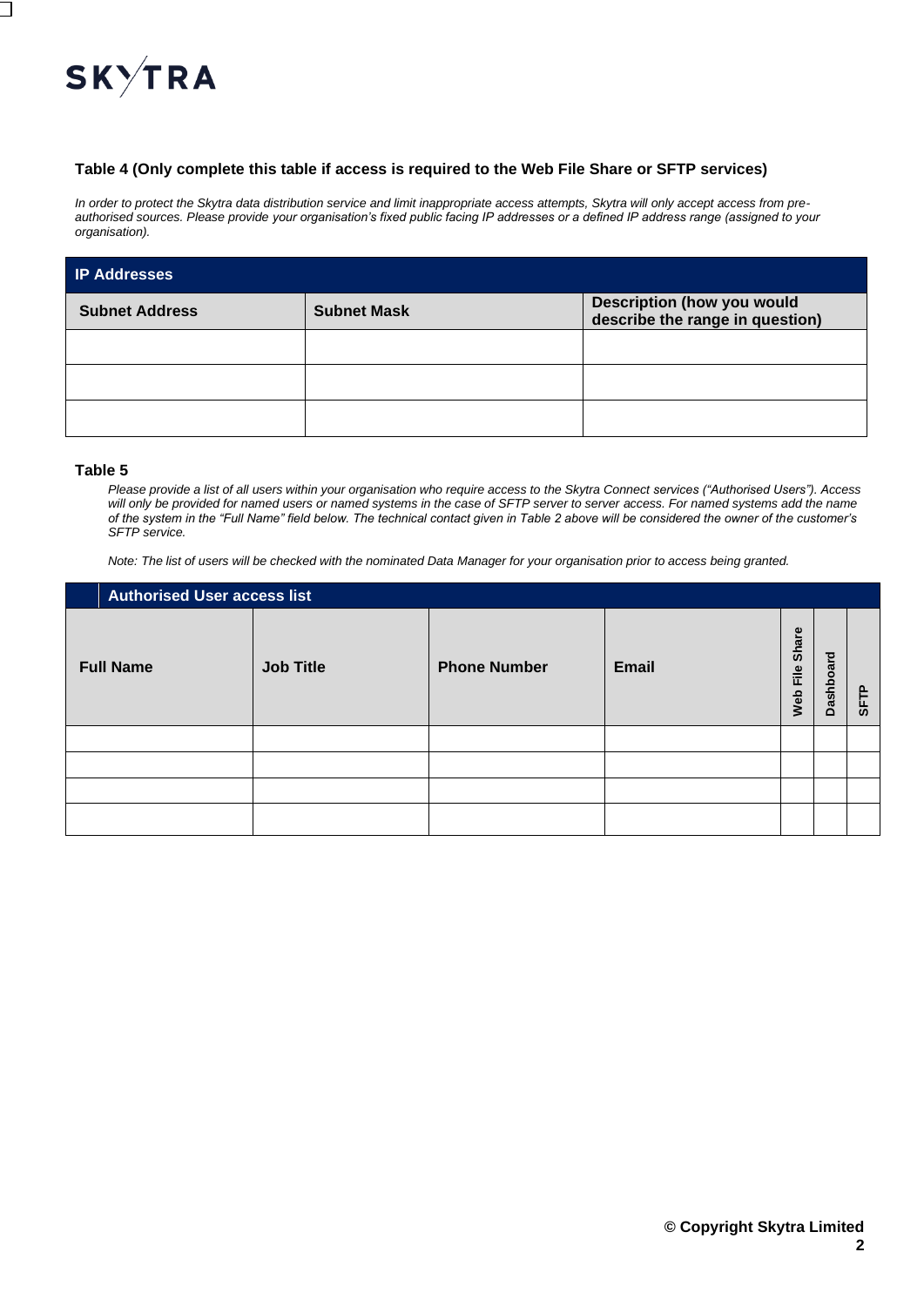### Table 4 (Only complete this table if access is required to the Web File Share or SFTP services)

*In order to protect the Skytra data distribution service and limit inappropriate access attempts, Skytra will only accept access from pre-authorised sources. Please provide your organisation's fixed public facing IP addresses or a defined IP address range (assigned to your organisation).*

| IP Addresses | | |
|---|---|---|
| **Subnet Address** | **Subnet Mask** | **Description (how you would describe the range in question)** |
| | | |
| | | |
| | | |

### Table 5

*Please provide a list of all users within your organisation who require access to the Skytra Connect services ("Authorised Users"). Access will only be provided for named users or named systems in the case of SFTP server to server access. For named systems add the name of the system in the "Full Name" field below. The technical contact given in Table 2 above will be considered the owner of the customer's SFTP service.*

*Note: The list of users will be checked with the nominated Data Manager for your organisation prior to access being granted.*

| Authorised User access list | | | | | | |
|---|---|---|---|---|---|---|
| **Full Name** | **Job Title** | **Phone Number** | **Email** | **Web File Share** | **Dashboard** | **SFTP** |
| | | | | | | |
| | | | | | | |
| | | | | | | |
| | | | | | | |

**© Copyright Skytra Limited**